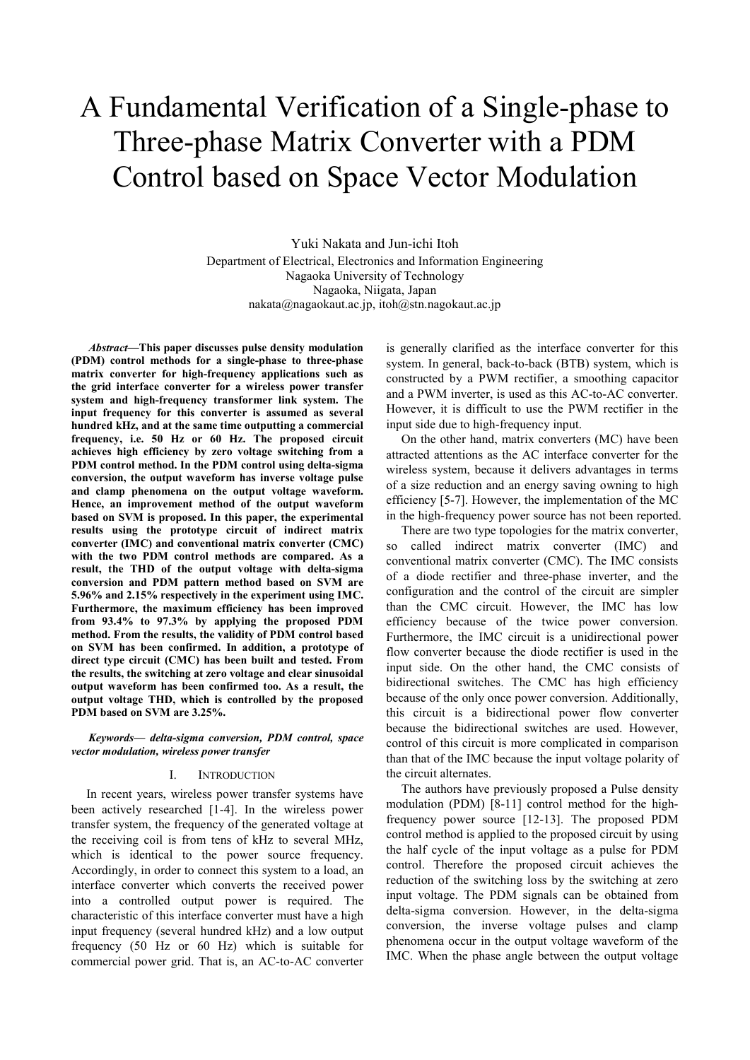# A Fundamental Verification of a Single-phase to Three-phase Matrix Converter with a PDM Control based on Space Vector Modulation

Yuki Nakata and Jun-ichi Itoh

Department of Electrical, Electronics and Information Engineering
Nagaoka University of Technology
Nagaoka, Niigata, Japan
nakata@nagaokaut.ac.jp, itoh@stn.nagokaut.ac.jp

***Abstract*—This paper discusses pulse density modulation (PDM) control methods for a single-phase to three-phase matrix converter for high-frequency applications such as the grid interface converter for a wireless power transfer system and high-frequency transformer link system. The input frequency for this converter is assumed as several hundred kHz, and at the same time outputting a commercial frequency, i.e. 50 Hz or 60 Hz. The proposed circuit achieves high efficiency by zero voltage switching from a PDM control method. In the PDM control using delta-sigma conversion, the output waveform has inverse voltage pulse and clamp phenomena on the output voltage waveform. Hence, an improvement method of the output waveform based on SVM is proposed. In this paper, the experimental results using the prototype circuit of indirect matrix converter (IMC) and conventional matrix converter (CMC) with the two PDM control methods are compared. As a result, the THD of the output voltage with delta-sigma conversion and PDM pattern method based on SVM are 5.96% and 2.15% respectively in the experiment using IMC. Furthermore, the maximum efficiency has been improved from 93.4% to 97.3% by applying the proposed PDM method. From the results, the validity of PDM control based on SVM has been confirmed. In addition, a prototype of direct type circuit (CMC) has been built and tested. From the results, the switching at zero voltage and clear sinusoidal output waveform has been confirmed too. As a result, the output voltage THD, which is controlled by the proposed PDM based on SVM are 3.25%.**

***Keywords*— delta-sigma conversion, PDM control, space vector modulation, wireless power transfer**

## I. INTRODUCTION

In recent years, wireless power transfer systems have been actively researched [1-4]. In the wireless power transfer system, the frequency of the generated voltage at the receiving coil is from tens of kHz to several MHz, which is identical to the power source frequency. Accordingly, in order to connect this system to a load, an interface converter which converts the received power into a controlled output power is required. The characteristic of this interface converter must have a high input frequency (several hundred kHz) and a low output frequency (50 Hz or 60 Hz) which is suitable for commercial power grid. That is, an AC-to-AC converter is generally clarified as the interface converter for this system. In general, back-to-back (BTB) system, which is constructed by a PWM rectifier, a smoothing capacitor and a PWM inverter, is used as this AC-to-AC converter. However, it is difficult to use the PWM rectifier in the input side due to high-frequency input.

On the other hand, matrix converters (MC) have been attracted attentions as the AC interface converter for the wireless system, because it delivers advantages in terms of a size reduction and an energy saving owning to high efficiency [5-7]. However, the implementation of the MC in the high-frequency power source has not been reported.

There are two type topologies for the matrix converter, so called indirect matrix converter (IMC) and conventional matrix converter (CMC). The IMC consists of a diode rectifier and three-phase inverter, and the configuration and the control of the circuit are simpler than the CMC circuit. However, the IMC has low efficiency because of the twice power conversion. Furthermore, the IMC circuit is a unidirectional power flow converter because the diode rectifier is used in the input side. On the other hand, the CMC consists of bidirectional switches. The CMC has high efficiency because of the only once power conversion. Additionally, this circuit is a bidirectional power flow converter because the bidirectional switches are used. However, control of this circuit is more complicated in comparison than that of the IMC because the input voltage polarity of the circuit alternates.

The authors have previously proposed a Pulse density modulation (PDM) [8-11] control method for the high-frequency power source [12-13]. The proposed PDM control method is applied to the proposed circuit by using the half cycle of the input voltage as a pulse for PDM control. Therefore the proposed circuit achieves the reduction of the switching loss by the switching at zero input voltage. The PDM signals can be obtained from delta-sigma conversion. However, in the delta-sigma conversion, the inverse voltage pulses and clamp phenomena occur in the output voltage waveform of the IMC. When the phase angle between the output voltage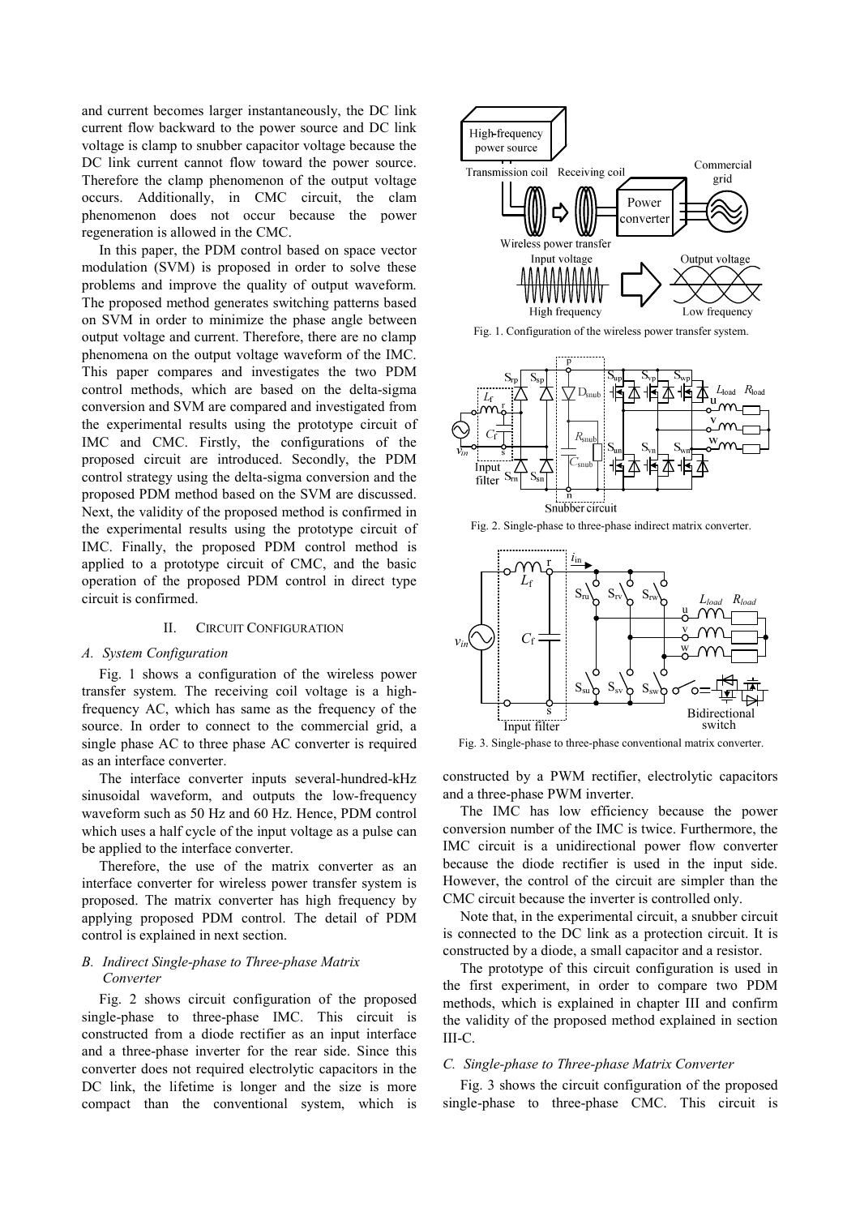and current becomes larger instantaneously, the DC link current flow backward to the power source and DC link voltage is clamp to snubber capacitor voltage because the DC link current cannot flow toward the power source. Therefore the clamp phenomenon of the output voltage occurs. Additionally, in CMC circuit, the clam phenomenon does not occur because the power regeneration is allowed in the CMC.

In this paper, the PDM control based on space vector modulation (SVM) is proposed in order to solve these problems and improve the quality of output waveform. The proposed method generates switching patterns based on SVM in order to minimize the phase angle between output voltage and current. Therefore, there are no clamp phenomena on the output voltage waveform of the IMC. This paper compares and investigates the two PDM control methods, which are based on the delta-sigma conversion and SVM are compared and investigated from the experimental results using the prototype circuit of IMC and CMC. Firstly, the configurations of the proposed circuit are introduced. Secondly, the PDM control strategy using the delta-sigma conversion and the proposed PDM method based on the SVM are discussed. Next, the validity of the proposed method is confirmed in the experimental results using the prototype circuit of IMC. Finally, the proposed PDM control method is applied to a prototype circuit of CMC, and the basic operation of the proposed PDM control in direct type circuit is confirmed.

## II. Circuit Configuration

### A. System Configuration

Fig. 1 shows a configuration of the wireless power transfer system. The receiving coil voltage is a high-frequency AC, which has same as the frequency of the source. In order to connect to the commercial grid, a single phase AC to three phase AC converter is required as an interface converter.

The interface converter inputs several-hundred-kHz sinusoidal waveform, and outputs the low-frequency waveform such as 50 Hz and 60 Hz. Hence, PDM control which uses a half cycle of the input voltage as a pulse can be applied to the interface converter.

Therefore, the use of the matrix converter as an interface converter for wireless power transfer system is proposed. The matrix converter has high frequency by applying proposed PDM control. The detail of PDM control is explained in next section.

### B. Indirect Single-phase to Three-phase Matrix Converter

Fig. 2 shows circuit configuration of the proposed single-phase to three-phase IMC. This circuit is constructed from a diode rectifier as an input interface and a three-phase inverter for the rear side. Since this converter does not required electrolytic capacitors in the DC link, the lifetime is longer and the size is more compact than the conventional system, which is constructed by a PWM rectifier, electrolytic capacitors and a three-phase PWM inverter.

Fig. 1. Configuration of the wireless power transfer system.

Fig. 2. Single-phase to three-phase indirect matrix converter.

Fig. 3. Single-phase to three-phase conventional matrix converter.

The IMC has low efficiency because the power conversion number of the IMC is twice. Furthermore, the IMC circuit is a unidirectional power flow converter because the diode rectifier is used in the input side. However, the control of the circuit are simpler than the CMC circuit because the inverter is controlled only.

Note that, in the experimental circuit, a snubber circuit is connected to the DC link as a protection circuit. It is constructed by a diode, a small capacitor and a resistor.

The prototype of this circuit configuration is used in the first experiment, in order to compare two PDM methods, which is explained in chapter III and confirm the validity of the proposed method explained in section III-C.

### C. Single-phase to Three-phase Matrix Converter

Fig. 3 shows the circuit configuration of the proposed single-phase to three-phase CMC. This circuit is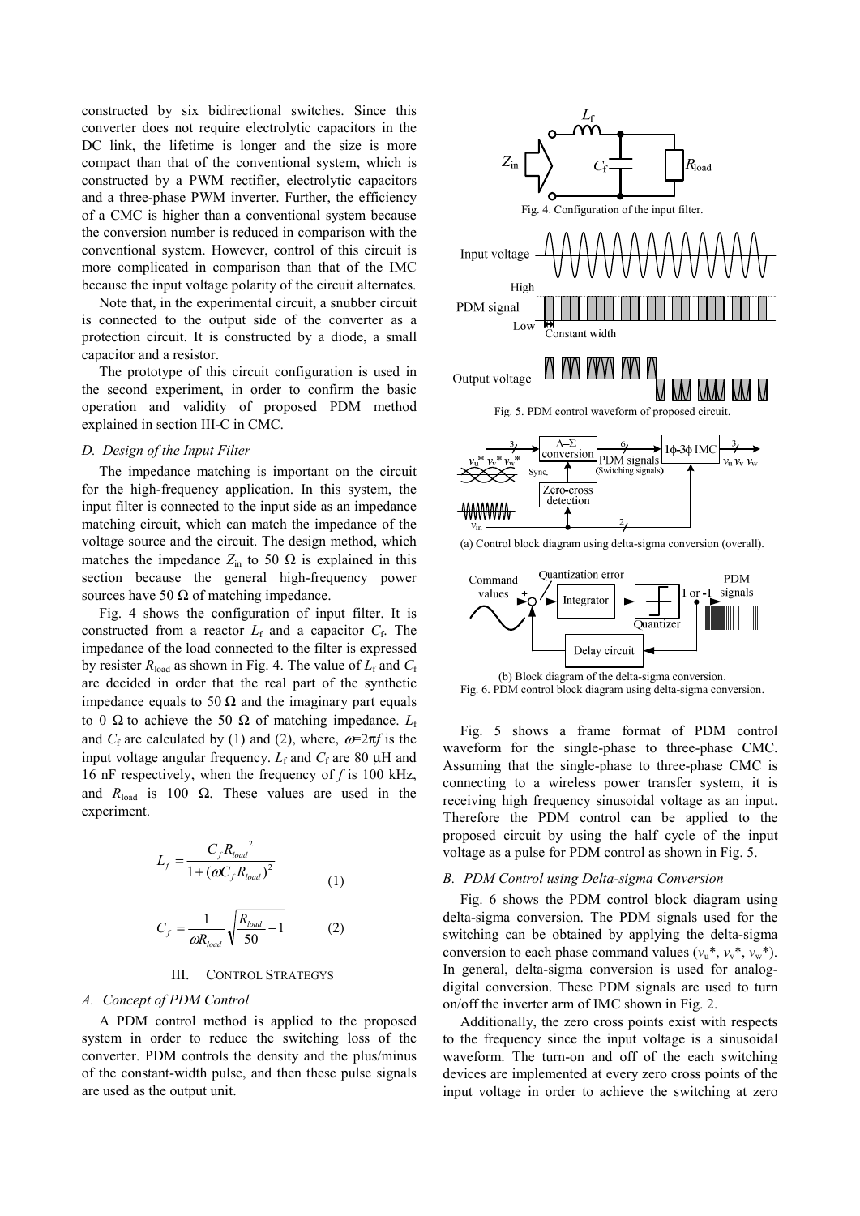constructed by six bidirectional switches. Since this converter does not require electrolytic capacitors in the DC link, the lifetime is longer and the size is more compact than that of the conventional system, which is constructed by a PWM rectifier, electrolytic capacitors and a three-phase PWM inverter. Further, the efficiency of a CMC is higher than a conventional system because the conversion number is reduced in comparison with the conventional system. However, control of this circuit is more complicated in comparison than that of the IMC because the input voltage polarity of the circuit alternates.

Note that, in the experimental circuit, a snubber circuit is connected to the output side of the converter as a protection circuit. It is constructed by a diode, a small capacitor and a resistor.

The prototype of this circuit configuration is used in the second experiment, in order to confirm the basic operation and validity of proposed PDM method explained in section III-C in CMC.

### *D. Design of the Input Filter*

The impedance matching is important on the circuit for the high-frequency application. In this system, the input filter is connected to the input side as an impedance matching circuit, which can match the impedance of the voltage source and the circuit. The design method, which matches the impedance $Z_{in}$ to 50 Ω is explained in this section because the general high-frequency power sources have 50 Ω of matching impedance.

Fig. 4 shows the configuration of input filter. It is constructed from a reactor $L_f$ and a capacitor $C_f$. The impedance of the load connected to the filter is expressed by resister $R_{load}$ as shown in Fig. 4. The value of $L_f$ and $C_f$ are decided in order that the real part of the synthetic impedance equals to 50 Ω and the imaginary part equals to 0 Ω to achieve the 50 Ω of matching impedance. $L_f$ and $C_f$ are calculated by (1) and (2), where, $\omega$=2π$f$ is the input voltage angular frequency. $L_f$ and $C_f$ are 80 μH and 16 nF respectively, when the frequency of $f$ is 100 kHz, and $R_{load}$ is 100 Ω. These values are used in the experiment.

$$L_f = \frac{C_f R_{load}^{\ 2}}{1+(\omega C_f R_{load})^2} \tag{1}$$

$$C_f = \frac{1}{\omega R_{load}}\sqrt{\frac{R_{load}}{50}-1} \tag{2}$$

## III. CONTROL STRATEGYS

### *A. Concept of PDM Control*

A PDM control method is applied to the proposed system in order to reduce the switching loss of the converter. PDM controls the density and the plus/minus of the constant-width pulse, and then these pulse signals are used as the output unit.

Fig. 4. Configuration of the input filter.

Fig. 5. PDM control waveform of proposed circuit.

(a) Control block diagram using delta-sigma conversion (overall).

(b) Block diagram of the delta-sigma conversion.

Fig. 6. PDM control block diagram using delta-sigma conversion.

Fig. 5 shows a frame format of PDM control waveform for the single-phase to three-phase CMC. Assuming that the single-phase to three-phase CMC is connecting to a wireless power transfer system, it is receiving high frequency sinusoidal voltage as an input. Therefore the PDM control can be applied to the proposed circuit by using the half cycle of the input voltage as a pulse for PDM control as shown in Fig. 5.

### *B. PDM Control using Delta-sigma Conversion*

Fig. 6 shows the PDM control block diagram using delta-sigma conversion. The PDM signals used for the switching can be obtained by applying the delta-sigma conversion to each phase command values ($v_u$*, $v_v$*, $v_w$*). In general, delta-sigma conversion is used for analog-digital conversion. These PDM signals are used to turn on/off the inverter arm of IMC shown in Fig. 2.

Additionally, the zero cross points exist with respects to the frequency since the input voltage is a sinusoidal waveform. The turn-on and off of the each switching devices are implemented at every zero cross points of the input voltage in order to achieve the switching at zero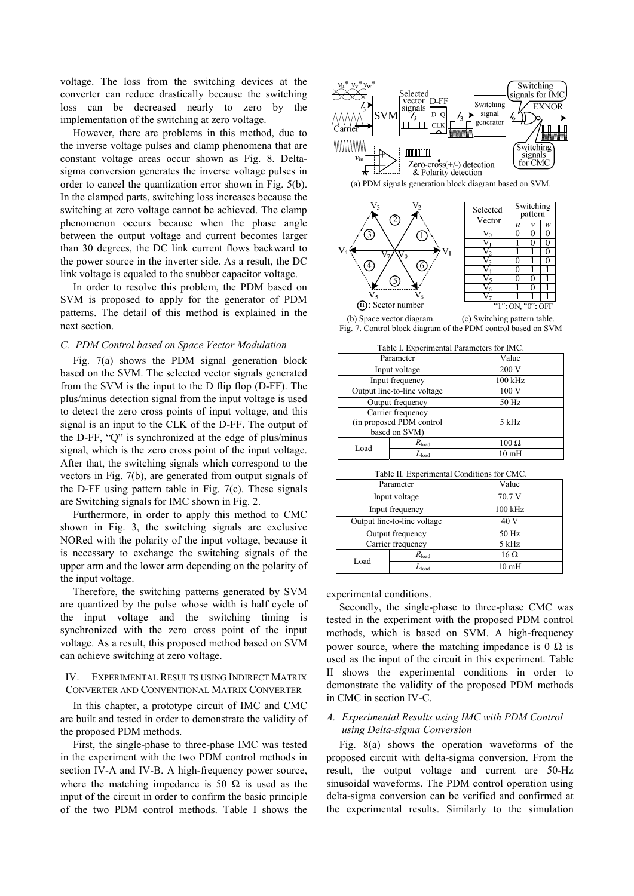voltage. The loss from the switching devices at the converter can reduce drastically because the switching loss can be decreased nearly to zero by the implementation of the switching at zero voltage.

However, there are problems in this method, due to the inverse voltage pulses and clamp phenomena that are constant voltage areas occur shown as Fig. 8. Delta-sigma conversion generates the inverse voltage pulses in order to cancel the quantization error shown in Fig. 5(b). In the clamped parts, switching loss increases because the switching at zero voltage cannot be achieved. The clamp phenomenon occurs because when the phase angle between the output voltage and current becomes larger than 30 degrees, the DC link current flows backward to the power source in the inverter side. As a result, the DC link voltage is equaled to the snubber capacitor voltage.

In order to resolve this problem, the PDM based on SVM is proposed to apply for the generator of PDM patterns. The detail of this method is explained in the next section.

### C. PDM Control based on Space Vector Modulation

Fig. 7(a) shows the PDM signal generation block based on the SVM. The selected vector signals generated from the SVM is the input to the D flip flop (D-FF). The plus/minus detection signal from the input voltage is used to detect the zero cross points of input voltage, and this signal is an input to the CLK of the D-FF. The output of the D-FF, "Q" is synchronized at the edge of plus/minus signal, which is the zero cross point of the input voltage. After that, the switching signals which correspond to the vectors in Fig. 7(b), are generated from output signals of the D-FF using pattern table in Fig. 7(c). These signals are Switching signals for IMC shown in Fig. 2.

Furthermore, in order to apply this method to CMC shown in Fig. 3, the switching signals are exclusive NORed with the polarity of the input voltage, because it is necessary to exchange the switching signals of the upper arm and the lower arm depending on the polarity of the input voltage.

Therefore, the switching patterns generated by SVM are quantized by the pulse whose width is half cycle of the input voltage and the switching timing is synchronized with the zero cross point of the input voltage. As a result, this proposed method based on SVM can achieve switching at zero voltage.

## IV. Experimental Results using Indirect Matrix Converter and Conventional Matrix Converter

In this chapter, a prototype circuit of IMC and CMC are built and tested in order to demonstrate the validity of the proposed PDM methods.

First, the single-phase to three-phase IMC was tested in the experiment with the two PDM control methods in section IV-A and IV-B. A high-frequency power source, where the matching impedance is 50 Ω is used as the input of the circuit in order to confirm the basic principle of the two PDM control methods. Table I shows the experimental conditions.

(a) PDM signals generation block diagram based on SVM.

| Selected Vector | Switching pattern | | |
|---|---|---|---|
| | $u$ | $v$ | $w$ |
| $V_0$ | 0 | 0 | 0 |
| $V_1$ | 1 | 0 | 0 |
| $V_2$ | 1 | 1 | 0 |
| $V_3$ | 0 | 1 | 0 |
| $V_4$ | 0 | 1 | 1 |
| $V_5$ | 0 | 0 | 1 |
| $V_6$ | 1 | 0 | 1 |
| $V_7$ | 1 | 1 | 1 |

"1": ON, "0": OFF

(b) Space vector diagram. (c) Switching pattern table.

Fig. 7. Control block diagram of the PDM control based on SVM

Table I. Experimental Parameters for IMC.

| Parameter | | Value |
|---|---|---|
| Input voltage | | 200 V |
| Input frequency | | 100 kHz |
| Output line-to-line voltage | | 100 V |
| Output frequency | | 50 Hz |
| Carrier frequency (in proposed PDM control based on SVM) | | 5 kHz |
| Load | $R_{load}$ | 100 Ω |
| | $L_{load}$ | 10 mH |

Table II. Experimental Conditions for CMC.

| Parameter | | Value |
|---|---|---|
| Input voltage | | 70.7 V |
| Input frequency | | 100 kHz |
| Output line-to-line voltage | | 40 V |
| Output frequency | | 50 Hz |
| Carrier frequency | | 5 kHz |
| Load | $R_{load}$ | 16 Ω |
| | $L_{load}$ | 10 mH |

Secondly, the single-phase to three-phase CMC was tested in the experiment with the proposed PDM control methods, which is based on SVM. A high-frequency power source, where the matching impedance is 0 Ω is used as the input of the circuit in this experiment. Table II shows the experimental conditions in order to demonstrate the validity of the proposed PDM methods in CMC in section IV-C.

### A. Experimental Results using IMC with PDM Control using Delta-sigma Conversion

Fig. 8(a) shows the operation waveforms of the proposed circuit with delta-sigma conversion. From the result, the output voltage and current are 50-Hz sinusoidal waveforms. The PDM control operation using delta-sigma conversion can be verified and confirmed at the experimental results. Similarly to the simulation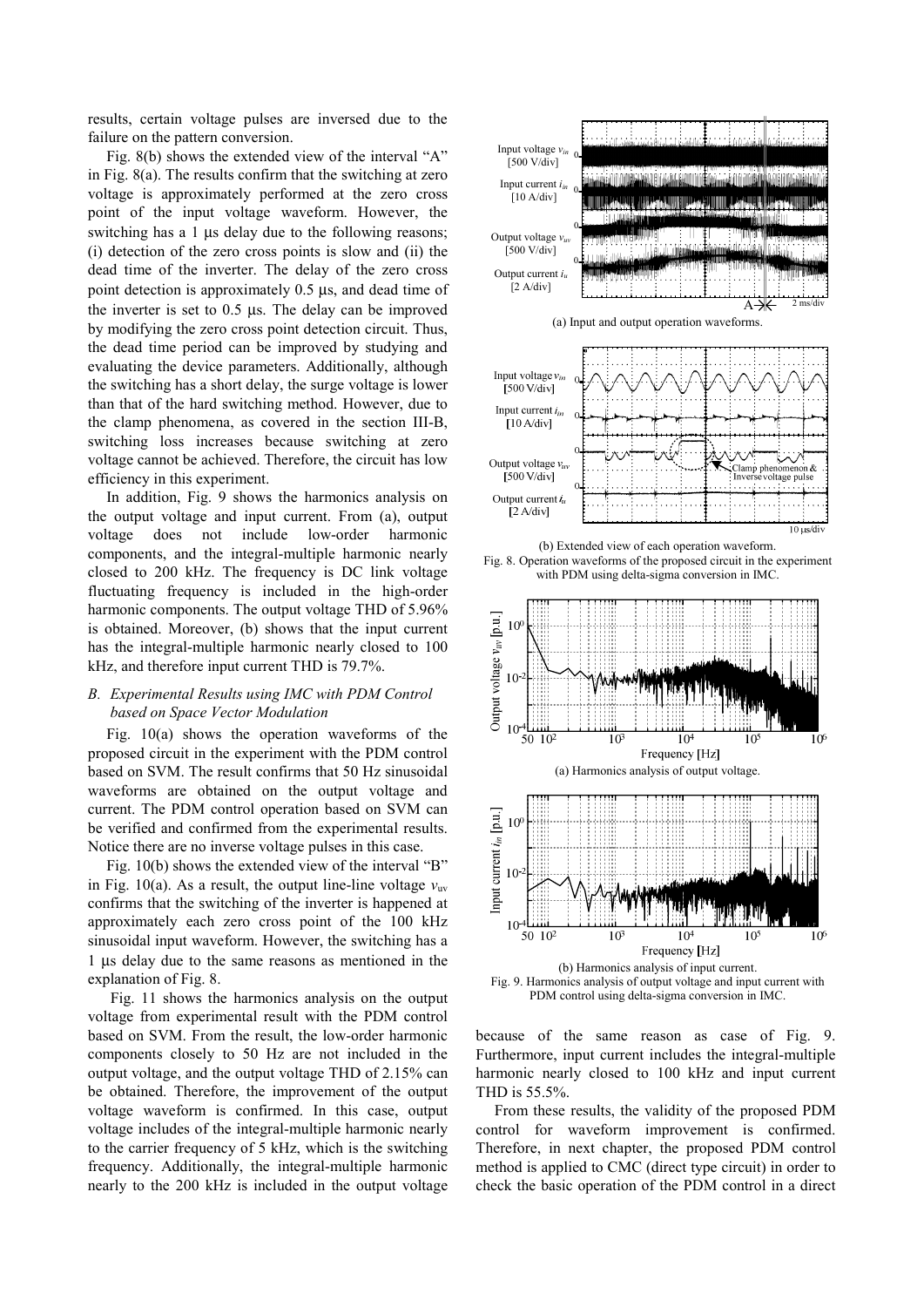results, certain voltage pulses are inversed due to the failure on the pattern conversion.

Fig. 8(b) shows the extended view of the interval "A" in Fig. 8(a). The results confirm that the switching at zero voltage is approximately performed at the zero cross point of the input voltage waveform. However, the switching has a 1 µs delay due to the following reasons; (i) detection of the zero cross points is slow and (ii) the dead time of the inverter. The delay of the zero cross point detection is approximately 0.5 µs, and dead time of the inverter is set to 0.5 µs. The delay can be improved by modifying the zero cross point detection circuit. Thus, the dead time period can be improved by studying and evaluating the device parameters. Additionally, although the switching has a short delay, the surge voltage is lower than that of the hard switching method. However, due to the clamp phenomena, as covered in the section III-B, switching loss increases because switching at zero voltage cannot be achieved. Therefore, the circuit has low efficiency in this experiment.

In addition, Fig. 9 shows the harmonics analysis on the output voltage and input current. From (a), output voltage does not include low-order harmonic components, and the integral-multiple harmonic nearly closed to 200 kHz. The frequency is DC link voltage fluctuating frequency is included in the high-order harmonic components. The output voltage THD of 5.96% is obtained. Moreover, (b) shows that the input current has the integral-multiple harmonic nearly closed to 100 kHz, and therefore input current THD is 79.7%.

### *B. Experimental Results using IMC with PDM Control based on Space Vector Modulation*

Fig. 10(a) shows the operation waveforms of the proposed circuit in the experiment with the PDM control based on SVM. The result confirms that 50 Hz sinusoidal waveforms are obtained on the output voltage and current. The PDM control operation based on SVM can be verified and confirmed from the experimental results. Notice there are no inverse voltage pulses in this case.

Fig. 10(b) shows the extended view of the interval "B" in Fig. 10(a). As a result, the output line-line voltage $v_{uv}$ confirms that the switching of the inverter is happened at approximately each zero cross point of the 100 kHz sinusoidal input waveform. However, the switching has a 1 µs delay due to the same reasons as mentioned in the explanation of Fig. 8.

Fig. 11 shows the harmonics analysis on the output voltage from experimental result with the PDM control based on SVM. From the result, the low-order harmonic components closely to 50 Hz are not included in the output voltage, and the output voltage THD of 2.15% can be obtained. Therefore, the improvement of the output voltage waveform is confirmed. In this case, output voltage includes of the integral-multiple harmonic nearly to the carrier frequency of 5 kHz, which is the switching frequency. Additionally, the integral-multiple harmonic nearly to the 200 kHz is included in the output voltage because of the same reason as case of Fig. 9. Furthermore, input current includes the integral-multiple harmonic nearly closed to 100 kHz and input current THD is 55.5%.

From these results, the validity of the proposed PDM control for waveform improvement is confirmed. Therefore, in next chapter, the proposed PDM control method is applied to CMC (direct type circuit) in order to check the basic operation of the PDM control in a direct

(a) Input and output operation waveforms.

(b) Extended view of each operation waveform.

Fig. 8. Operation waveforms of the proposed circuit in the experiment with PDM using delta-sigma conversion in IMC.

(a) Harmonics analysis of output voltage.

(b) Harmonics analysis of input current.

Fig. 9. Harmonics analysis of output voltage and input current with PDM control using delta-sigma conversion in IMC.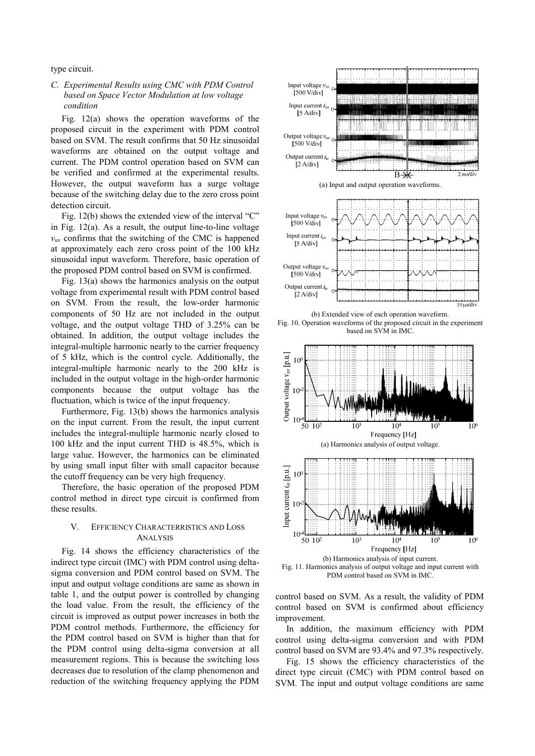type circuit.

### C. Experimental Results using CMC with PDM Control based on Space Vector Modulation at low voltage condition

Fig. 12(a) shows the operation waveforms of the proposed circuit in the experiment with PDM control based on SVM. The result confirms that 50 Hz sinusoidal waveforms are obtained on the output voltage and current. The PDM control operation based on SVM can be verified and confirmed at the experimental results. However, the output waveform has a surge voltage because of the switching delay due to the zero cross point detection circuit.

Fig. 12(b) shows the extended view of the interval "C" in Fig. 12(a). As a result, the output line-to-line voltage $v_{uv}$ confirms that the switching of the CMC is happened at approximately each zero cross point of the 100 kHz sinusoidal input waveform. Therefore, basic operation of the proposed PDM control based on SVM is confirmed.

Fig. 13(a) shows the harmonics analysis on the output voltage from experimental result with PDM control based on SVM. From the result, the low-order harmonic components of 50 Hz are not included in the output voltage, and the output voltage THD of 3.25% can be obtained. In addition, the output voltage includes the integral-multiple harmonic nearly to the carrier frequency of 5 kHz, which is the control cycle. Additionally, the integral-multiple harmonic nearly to the 200 kHz is included in the output voltage in the high-order harmonic components because the output voltage has the fluctuation, which is twice of the input frequency.

Furthermore, Fig. 13(b) shows the harmonics analysis on the input current. From the result, the input current includes the integral-multiple harmonic nearly closed to 100 kHz and the input current THD is 48.5%, which is large value. However, the harmonics can be eliminated by using small input filter with small capacitor because the cutoff frequency can be very high frequency.

Therefore, the basic operation of the proposed PDM control method in direct type circuit is confirmed from these results.

(a) Input and output operation waveforms.

(b) Extended view of each operation waveform.

Fig. 10. Operation waveforms of the proposed circuit in the experiment based on SVM in IMC.

(a) Harmonics analysis of output voltage.

(b) Harmonics analysis of input current.

Fig. 11. Harmonics analysis of output voltage and input current with PDM control based on SVM in IMC.

## V. Efficiency Characterristics and Loss Analysis

Fig. 14 shows the efficiency characteristics of the indirect type circuit (IMC) with PDM control using delta-sigma conversion and PDM control based on SVM. The input and output voltage conditions are same as shown in table 1, and the output power is controlled by changing the load value. From the result, the efficiency of the circuit is improved as output power increases in both the PDM control methods. Furthermore, the efficiency for the PDM control based on SVM is higher than that for the PDM control using delta-sigma conversion at all measurement regions. This is because the switching loss decreases due to resolution of the clamp phenomenon and reduction of the switching frequency applying the PDM control based on SVM. As a result, the validity of PDM control based on SVM is confirmed about efficiency improvement.

In addition, the maximum efficiency with PDM control using delta-sigma conversion and with PDM control based on SVM are 93.4% and 97.3% respectively.

Fig. 15 shows the efficiency characteristics of the direct type circuit (CMC) with PDM control based on SVM. The input and output voltage conditions are same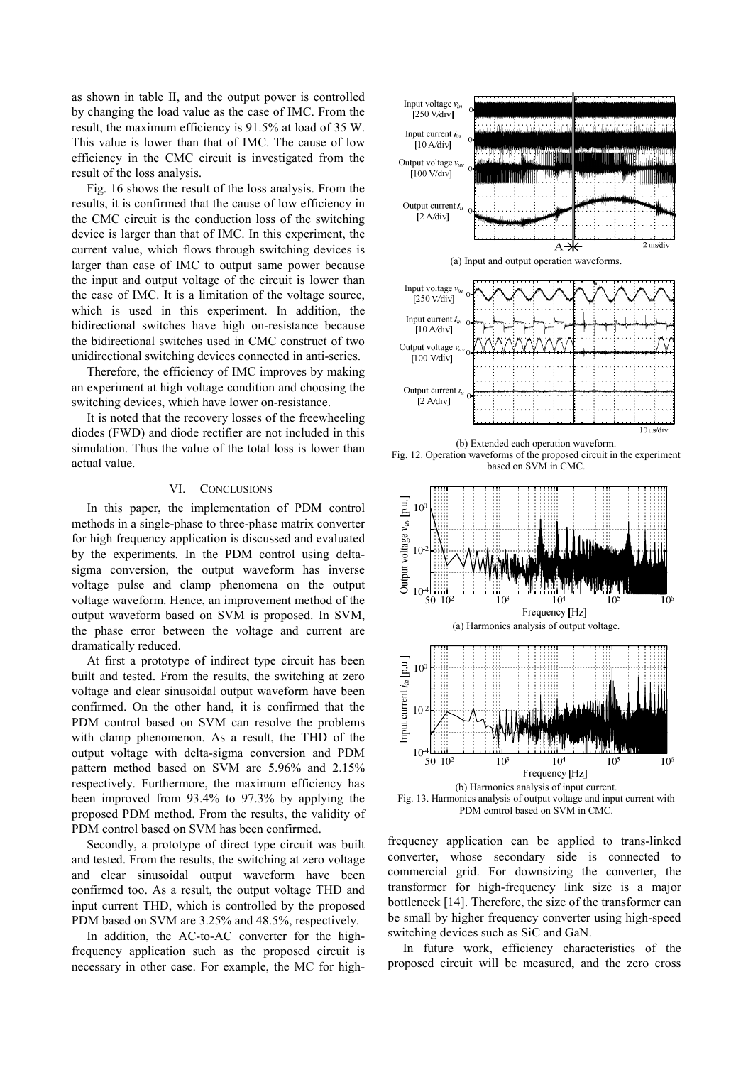as shown in table II, and the output power is controlled by changing the load value as the case of IMC. From the result, the maximum efficiency is 91.5% at load of 35 W. This value is lower than that of IMC. The cause of low efficiency in the CMC circuit is investigated from the result of the loss analysis.

Fig. 16 shows the result of the loss analysis. From the results, it is confirmed that the cause of low efficiency in the CMC circuit is the conduction loss of the switching device is larger than that of IMC. In this experiment, the current value, which flows through switching devices is larger than case of IMC to output same power because the input and output voltage of the circuit is lower than the case of IMC. It is a limitation of the voltage source, which is used in this experiment. In addition, the bidirectional switches have high on-resistance because the bidirectional switches used in CMC construct of two unidirectional switching devices connected in anti-series.

Therefore, the efficiency of IMC improves by making an experiment at high voltage condition and choosing the switching devices, which have lower on-resistance.

It is noted that the recovery losses of the freewheeling diodes (FWD) and diode rectifier are not included in this simulation. Thus the value of the total loss is lower than actual value.

## VI. Conclusions

In this paper, the implementation of PDM control methods in a single-phase to three-phase matrix converter for high frequency application is discussed and evaluated by the experiments. In the PDM control using delta-sigma conversion, the output waveform has inverse voltage pulse and clamp phenomena on the output voltage waveform. Hence, an improvement method of the output waveform based on SVM is proposed. In SVM, the phase error between the voltage and current are dramatically reduced.

At first a prototype of indirect type circuit has been built and tested. From the results, the switching at zero voltage and clear sinusoidal output waveform have been confirmed. On the other hand, it is confirmed that the PDM control based on SVM can resolve the problems with clamp phenomenon. As a result, the THD of the output voltage with delta-sigma conversion and PDM pattern method based on SVM are 5.96% and 2.15% respectively. Furthermore, the maximum efficiency has been improved from 93.4% to 97.3% by applying the proposed PDM method. From the results, the validity of PDM control based on SVM has been confirmed.

Secondly, a prototype of direct type circuit was built and tested. From the results, the switching at zero voltage and clear sinusoidal output waveform have been confirmed too. As a result, the output voltage THD and input current THD, which is controlled by the proposed PDM based on SVM are 3.25% and 48.5%, respectively.

In addition, the AC-to-AC converter for the high-frequency application such as the proposed circuit is necessary in other case. For example, the MC for high-frequency application can be applied to trans-linked converter, whose secondary side is connected to commercial grid. For downsizing the converter, the transformer for high-frequency link size is a major bottleneck [14]. Therefore, the size of the transformer can be small by higher frequency converter using high-speed switching devices such as SiC and GaN.

In future work, efficiency characteristics of the proposed circuit will be measured, and the zero cross

Input voltage $v_{in}$ [250 V/div]
Input current $i_{in}$ [10 A/div]
Output voltage $v_{uv}$ [100 V/div]
Output current $i_u$ [2 A/div]
A
2 ms/div

(a) Input and output operation waveforms.

Input voltage $v_{in}$ [250 V/div]
Input current $i_{in}$ [10 A/div]
Output voltage $v_{uv}$ [100 V/div]
Output current $i_u$ [2 A/div]
10 μs/div

(b) Extended each operation waveform.

Fig. 12. Operation waveforms of the proposed circuit in the experiment based on SVM in CMC.

Output voltage $v_{uv}$ [p.u.]
$10^0$
$10^{-2}$
$10^{-4}$
50 $10^2$ $10^3$ $10^4$ $10^5$ $10^6$
Frequency [Hz]

(a) Harmonics analysis of output voltage.

Input current $i_{in}$ [p.u.]
$10^0$
$10^{-2}$
$10^{-4}$
50 $10^2$ $10^3$ $10^4$ $10^5$ $10^6$
Frequency [Hz]

(b) Harmonics analysis of input current.

Fig. 13. Harmonics analysis of output voltage and input current with PDM control based on SVM in CMC.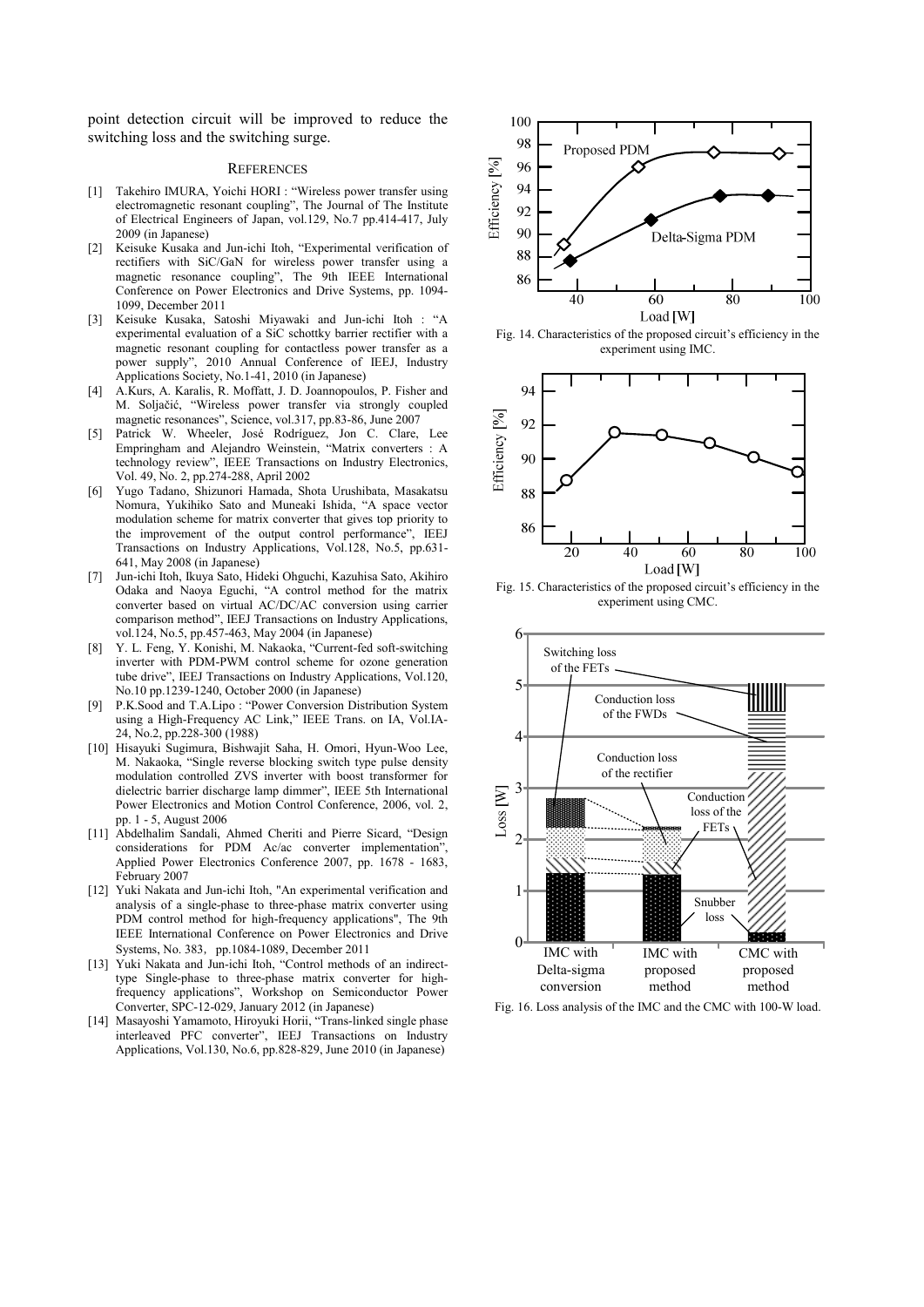point detection circuit will be improved to reduce the switching loss and the switching surge.

## REFERENCES

[1] Takehiro IMURA, Yoichi HORI : "Wireless power transfer using electromagnetic resonant coupling", The Journal of The Institute of Electrical Engineers of Japan, vol.129, No.7 pp.414-417, July 2009 (in Japanese)

[2] Keisuke Kusaka and Jun-ichi Itoh, "Experimental verification of rectifiers with SiC/GaN for wireless power transfer using a magnetic resonance coupling", The 9th IEEE International Conference on Power Electronics and Drive Systems, pp. 1094-1099, December 2011

[3] Keisuke Kusaka, Satoshi Miyawaki and Jun-ichi Itoh : "A experimental evaluation of a SiC schottky barrier rectifier with a magnetic resonant coupling for contactless power transfer as a power supply", 2010 Annual Conference of IEEJ, Industry Applications Society, No.1-41, 2010 (in Japanese)

[4] A.Kurs, A. Karalis, R. Moffatt, J. D. Joannopoulos, P. Fisher and M. Soljačić, "Wireless power transfer via strongly coupled magnetic resonances", Science, vol.317, pp.83-86, June 2007

[5] Patrick W. Wheeler, José Rodríguez, Jon C. Clare, Lee Empringham and Alejandro Weinstein, "Matrix converters : A technology review", IEEE Transactions on Industry Electronics, Vol. 49, No. 2, pp.274-288, April 2002

[6] Yugo Tadano, Shizunori Hamada, Shota Urushibata, Masakatsu Nomura, Yukihiko Sato and Muneaki Ishida, "A space vector modulation scheme for matrix converter that gives top priority to the improvement of the output control performance", IEEJ Transactions on Industry Applications, Vol.128, No.5, pp.631-641, May 2008 (in Japanese)

[7] Jun-ichi Itoh, Ikuya Sato, Hideki Ohguchi, Kazuhisa Sato, Akihiro Odaka and Naoya Eguchi, "A control method for the matrix converter based on virtual AC/DC/AC conversion using carrier comparison method", IEEJ Transactions on Industry Applications, vol.124, No.5, pp.457-463, May 2004 (in Japanese)

[8] Y. L. Feng, Y. Konishi, M. Nakaoka, "Current-fed soft-switching inverter with PDM-PWM control scheme for ozone generation tube drive", IEEJ Transactions on Industry Applications, Vol.120, No.10 pp.1239-1240, October 2000 (in Japanese)

[9] P.K.Sood and T.A.Lipo : "Power Conversion Distribution System using a High-Frequency AC Link," IEEE Trans. on IA, Vol.IA-24, No.2, pp.228-300 (1988)

[10] Hisayuki Sugimura, Bishwajit Saha, H. Omori, Hyun-Woo Lee, M. Nakaoka, "Single reverse blocking switch type pulse density modulation controlled ZVS inverter with boost transformer for dielectric barrier discharge lamp dimmer", IEEE 5th International Power Electronics and Motion Control Conference, 2006, vol. 2, pp. 1 - 5, August 2006

[11] Abdelhalim Sandali, Ahmed Cheriti and Pierre Sicard, "Design considerations for PDM Ac/ac converter implementation", Applied Power Electronics Conference 2007, pp. 1678 - 1683, February 2007

[12] Yuki Nakata and Jun-ichi Itoh, "An experimental verification and analysis of a single-phase to three-phase matrix converter using PDM control method for high-frequency applications", The 9th IEEE International Conference on Power Electronics and Drive Systems, No. 383, pp.1084-1089, December 2011

[13] Yuki Nakata and Jun-ichi Itoh, "Control methods of an indirect-type Single-phase to three-phase matrix converter for high-frequency applications", Workshop on Semiconductor Power Converter, SPC-12-029, January 2012 (in Japanese)

[14] Masayoshi Yamamoto, Hiroyuki Horii, "Trans-linked single phase interleaved PFC converter", IEEJ Transactions on Industry Applications, Vol.130, No.6, pp.828-829, June 2010 (in Japanese)

Efficiency [%]
100
98
96
94
92
90
88
86
Proposed PDM
Delta-Sigma PDM
40
60
80
100
Load [W]

Fig. 14. Characteristics of the proposed circuit's efficiency in the experiment using IMC.

Efficiency [%]
94
92
90
88
86
20
40
60
80
100
Load [W]

Fig. 15. Characteristics of the proposed circuit's efficiency in the experiment using CMC.

Loss [W]
6
5
4
3
2
1
0
Switching loss of the FETs
Conduction loss of the FWDs
Conduction loss of the rectifier
Conduction loss of the FETs
Snubber loss
IMC with Delta-sigma conversion
IMC with proposed method
CMC with proposed method

Fig. 16. Loss analysis of the IMC and the CMC with 100-W load.